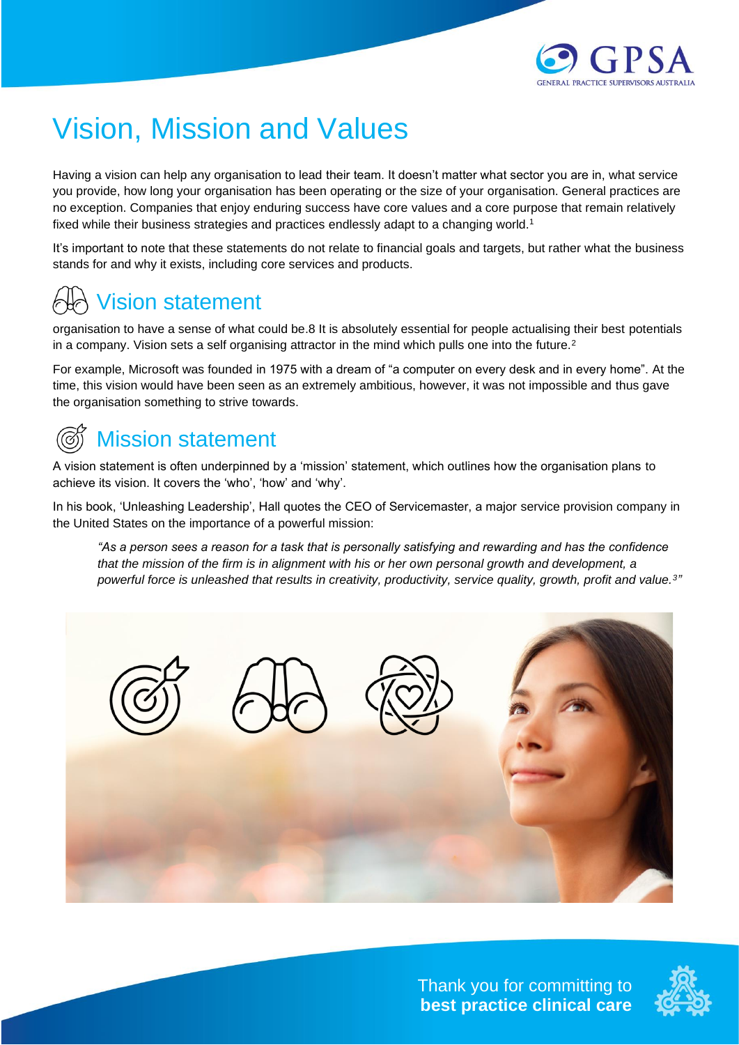# Vision, Mission and Values

Having a vision can help any organisation to lead their team. It doesn't matter what sector you are in, what service you provide, how long your organisation has been operating or the size of your organisation. General practices are no exception. Companies that enjoy enduring success have core values and a core purpose that remain relatively fixed while their business strategies and practices endlessly adapt to a changing world.[1]

It's important to note that these statements do not relate to financial goals and targets, but rather what the business stands for and why it exists, including core services and products.

## Vision statement

organisation to have a sense of what could be.8 It is absolutely essential for people actualising their best potentials in a company. Vision sets a self organising attractor in the mind which pulls one into the future.[2]

For example, Microsoft was founded in 1975 with a dream of "a computer on every desk and in every home". At the time, this vision would have been seen as an extremely ambitious, however, it was not impossible and thus gave the organisation something to strive towards.

## Mission statement

A vision statement is often underpinned by a 'mission' statement, which outlines how the organisation plans to achieve its vision. It covers the 'who', 'how' and 'why'.

In his book, 'Unleashing Leadership', Hall quotes the CEO of Servicemaster, a major service provision company in the United States on the importance of a powerful mission:

> *"As a person sees a reason for a task that is personally satisfying and rewarding and has the confidence that the mission of the firm is in alignment with his or her own personal growth and development, a powerful force is unleashed that results in creativity, productivity, service quality, growth, profit and value.[3]"*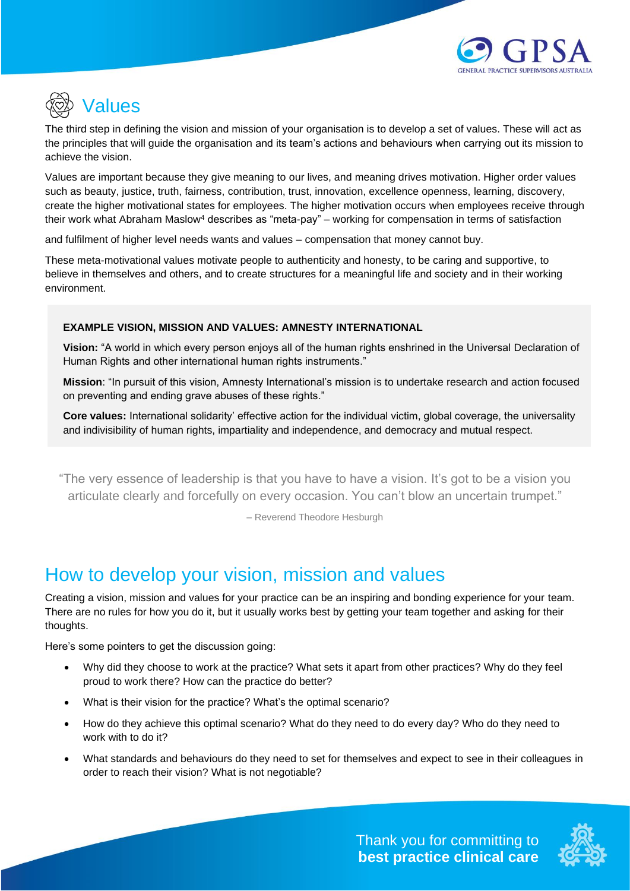## Values

The third step in defining the vision and mission of your organisation is to develop a set of values. These will act as the principles that will guide the organisation and its team's actions and behaviours when carrying out its mission to achieve the vision.

Values are important because they give meaning to our lives, and meaning drives motivation. Higher order values such as beauty, justice, truth, fairness, contribution, trust, innovation, excellence openness, learning, discovery, create the higher motivational states for employees. The higher motivation occurs when employees receive through their work what Abraham Maslow[4] describes as "meta-pay" – working for compensation in terms of satisfaction

and fulfilment of higher level needs wants and values – compensation that money cannot buy.

These meta-motivational values motivate people to authenticity and honesty, to be caring and supportive, to believe in themselves and others, and to create structures for a meaningful life and society and in their working environment.

**EXAMPLE VISION, MISSION AND VALUES: AMNESTY INTERNATIONAL**

**Vision:** "A world in which every person enjoys all of the human rights enshrined in the Universal Declaration of Human Rights and other international human rights instruments."

**Mission**: "In pursuit of this vision, Amnesty International's mission is to undertake research and action focused on preventing and ending grave abuses of these rights."

**Core values:** International solidarity' effective action for the individual victim, global coverage, the universality and indivisibility of human rights, impartiality and independence, and democracy and mutual respect.

"The very essence of leadership is that you have to have a vision. It's got to be a vision you articulate clearly and forcefully on every occasion. You can't blow an uncertain trumpet."

– Reverend Theodore Hesburgh

## How to develop your vision, mission and values

Creating a vision, mission and values for your practice can be an inspiring and bonding experience for your team. There are no rules for how you do it, but it usually works best by getting your team together and asking for their thoughts.

Here's some pointers to get the discussion going:

- Why did they choose to work at the practice? What sets it apart from other practices? Why do they feel proud to work there? How can the practice do better?
- What is their vision for the practice? What's the optimal scenario?
- How do they achieve this optimal scenario? What do they need to do every day? Who do they need to work with to do it?
- What standards and behaviours do they need to set for themselves and expect to see in their colleagues in order to reach their vision? What is not negotiable?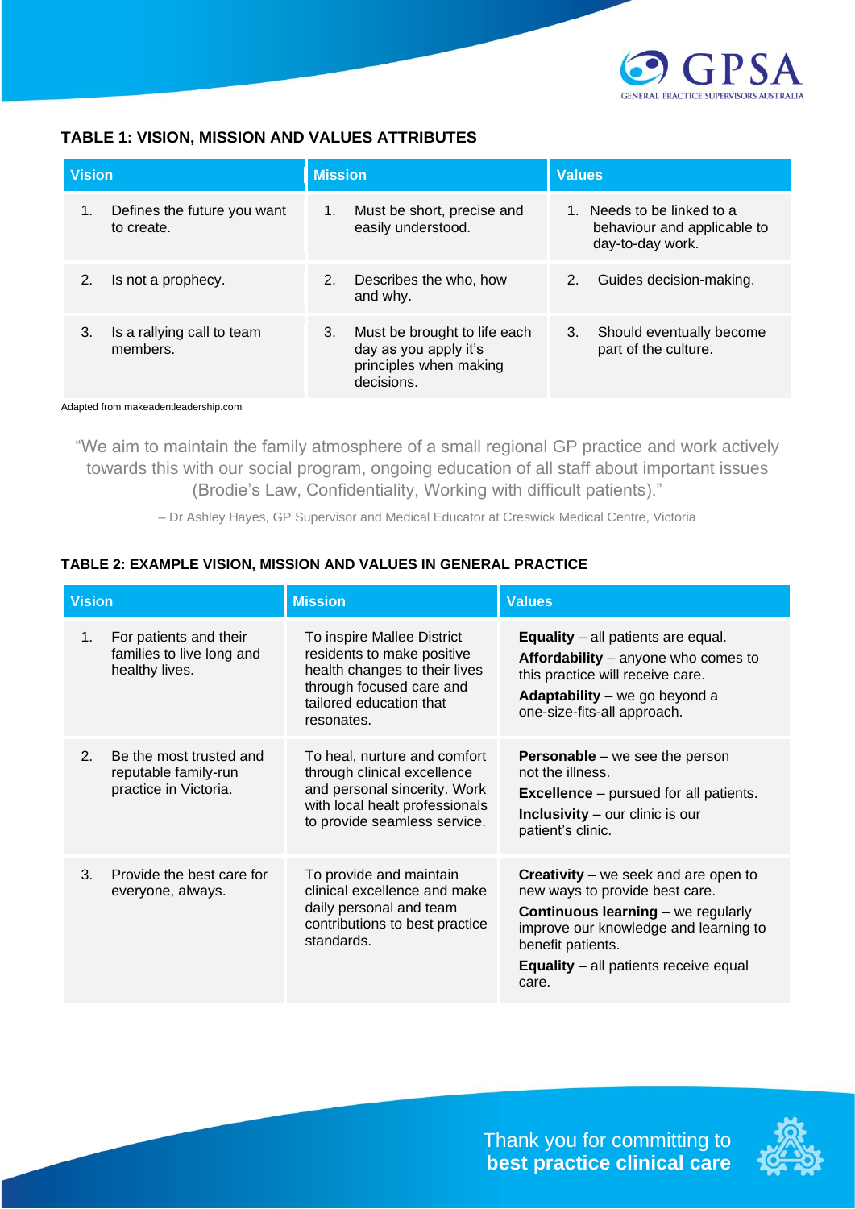### TABLE 1: VISION, MISSION AND VALUES ATTRIBUTES

| Vision | Mission | Values |
|---|---|---|
| 1. Defines the future you want to create. | 1. Must be short, precise and easily understood. | 1. Needs to be linked to a behaviour and applicable to day-to-day work. |
| 2. Is not a prophecy. | 2. Describes the who, how and why. | 2. Guides decision-making. |
| 3. Is a rallying call to team members. | 3. Must be brought to life each day as you apply it's principles when making decisions. | 3. Should eventually become part of the culture. |

Adapted from makeadentleadership.com

> "We aim to maintain the family atmosphere of a small regional GP practice and work actively towards this with our social program, ongoing education of all staff about important issues (Brodie's Law, Confidentiality, Working with difficult patients)."
>
> – Dr Ashley Hayes, GP Supervisor and Medical Educator at Creswick Medical Centre, Victoria

### TABLE 2: EXAMPLE VISION, MISSION AND VALUES IN GENERAL PRACTICE

| Vision | Mission | Values |
|---|---|---|
| 1. For patients and their families to live long and healthy lives. | To inspire Mallee District residents to make positive health changes to their lives through focused care and tailored education that resonates. | **Equality** – all patients are equal.<br>**Affordability** – anyone who comes to this practice will receive care.<br>**Adaptability** – we go beyond a one-size-fits-all approach. |
| 2. Be the most trusted and reputable family-run practice in Victoria. | To heal, nurture and comfort through clinical excellence and personal sincerity. Work with local healt professionals to provide seamless service. | **Personable** – we see the person not the illness.<br>**Excellence** – pursued for all patients.<br>**Inclusivity** – our clinic is our patient's clinic. |
| 3. Provide the best care for everyone, always. | To provide and maintain clinical excellence and make daily personal and team contributions to best practice standards. | **Creativity** – we seek and are open to new ways to provide best care.<br>**Continuous learning** – we regularly improve our knowledge and learning to benefit patients.<br>**Equality** – all patients receive equal care. |

Thank you for committing to **best practice clinical care**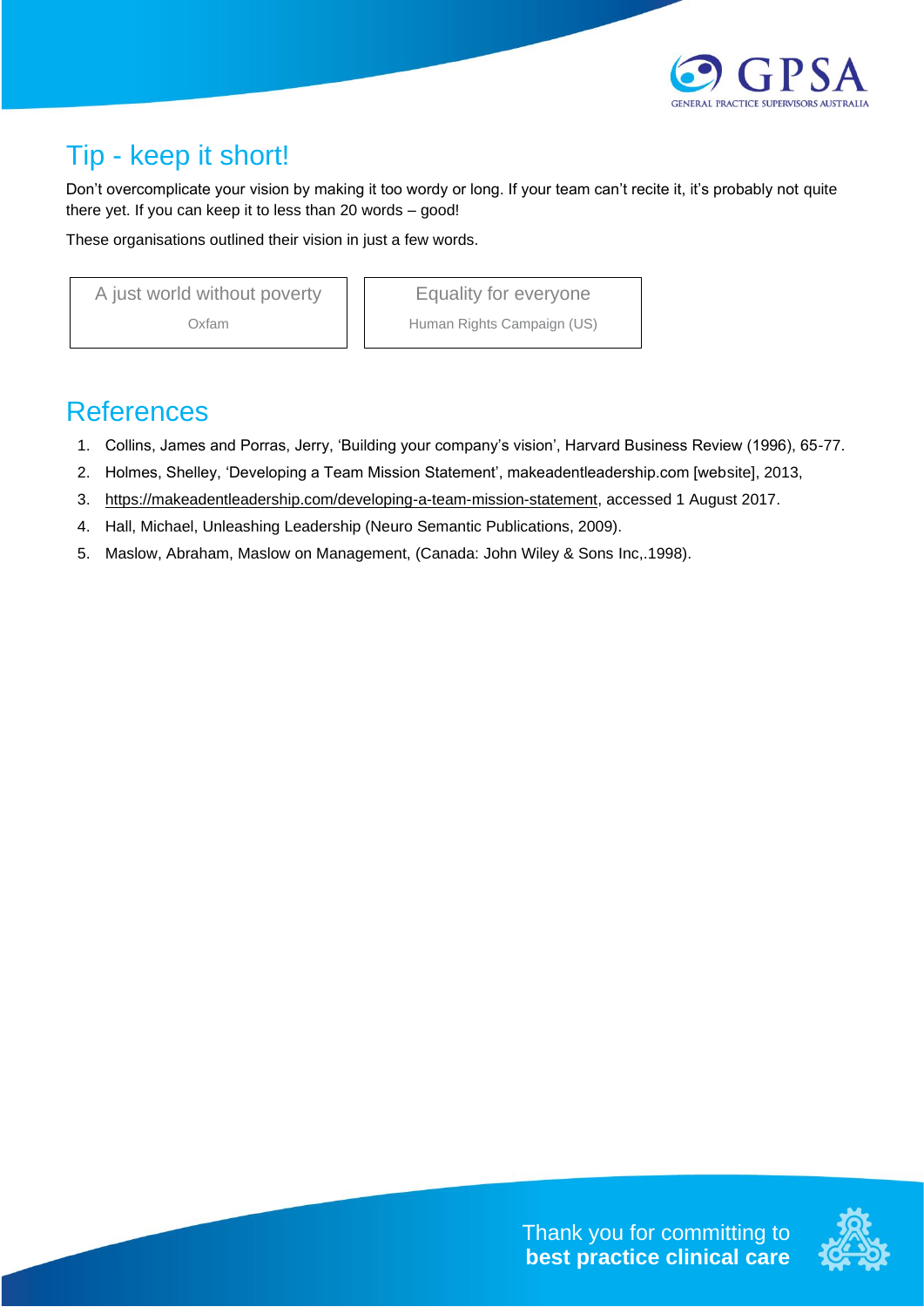## Tip - keep it short!

Don't overcomplicate your vision by making it too wordy or long. If your team can't recite it, it's probably not quite there yet. If you can keep it to less than 20 words – good!

These organisations outlined their vision in just a few words.

| | |
|---|---|
| A just world without poverty<br>Oxfam | Equality for everyone<br>Human Rights Campaign (US) |

## References

1. Collins, James and Porras, Jerry, 'Building your company's vision', Harvard Business Review (1996), 65-77.
2. Holmes, Shelley, 'Developing a Team Mission Statement', makeadentleadership.com [website], 2013,
3. https://makeadentleadership.com/developing-a-team-mission-statement, accessed 1 August 2017.
4. Hall, Michael, Unleashing Leadership (Neuro Semantic Publications, 2009).
5. Maslow, Abraham, Maslow on Management, (Canada: John Wiley & Sons Inc,.1998).

Thank you for committing to **best practice clinical care**